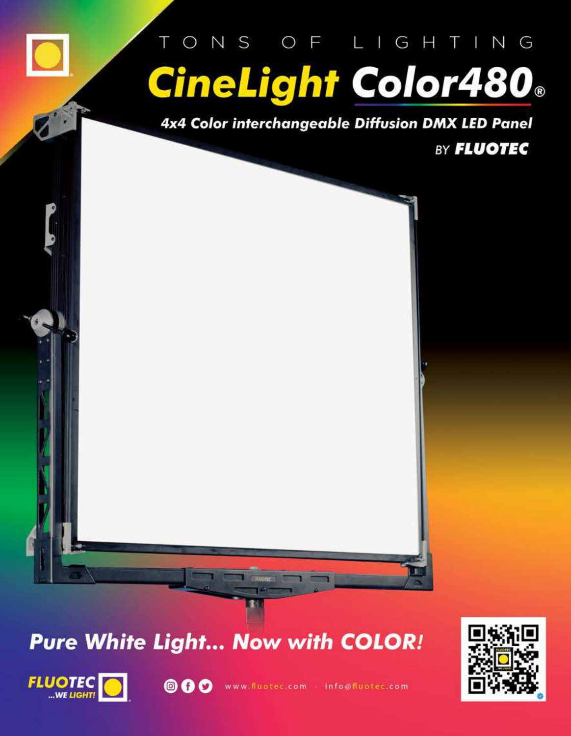TONS OF LIGHTING

# CineLight Color480®

**4x4 Color interchangeable Diffusion DMX LED Panel**

BY **FLUOTEC**

## Pure White Light... Now with COLOR!

**FLUOTEC** ...WE LIGHT!

www.fluotec.com · info@fluotec.com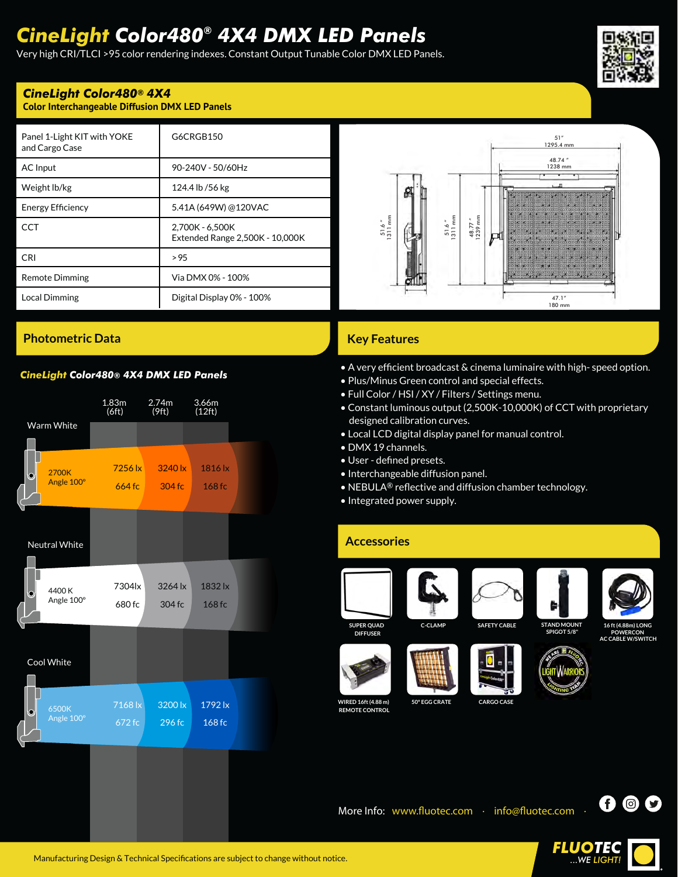# *CineLight* Color480® 4X4 DMX LED Panels

Very high CRI/TLCI >95 color rendering indexes. Constant Output Tunable Color DMX LED Panels.

## *CineLight Color480® 4X4*

**Color Interchangeable Diffusion DMX LED Panels**

| | |
|---|---|
| Panel 1-Light KIT with YOKE and Cargo Case | G6CRGB150 |
| AC Input | 90-240V - 50/60Hz |
| Weight lb/kg | 124.4 lb /56 kg |
| Energy Efficiency | 5.41A (649W) @120VAC |
| CCT | 2,700K - 6,500K<br>Extended Range 2,500K - 10,000K |
| CRI | > 95 |
| Remote Dimming | Via DMX 0% - 100% |
| Local Dimming | Digital Display 0% - 100% |

51″
1295.4 mm
48.74″
1238 mm
51.6″
1311 mm
51.6″
1311 mm
48.77″
1239 mm
47.1″
180 mm

## Photometric Data

***CineLight* Color480® 4X4 DMX LED Panels**

1.83m (6ft)
2.74m (9ft)
3.66m (12ft)

Warm White
2700K
Angle 100º
7256 lx
664 fc
3240 lx
304 fc
1816 lx
168 fc

Neutral White
4400 K
Angle 100º
7304lx
680 fc
3264 lx
304 fc
1832 lx
168 fc

Cool White
6500K
Angle 100º
7168 lx
672 fc
3200 lx
296 fc
1792 lx
168 fc

## Key Features

- A very efficient broadcast & cinema luminaire with high- speed option.
- Plus/Minus Green control and special effects.
- Full Color / HSI / XY / Filters / Settings menu.
- Constant luminous output (2,500K-10,000K) of CCT with proprietary designed calibration curves.
- Local LCD digital display panel for manual control.
- DMX 19 channels.
- User - defined presets.
- Interchangeable diffusion panel.
- NEBULA® reflective and diffusion chamber technology.
- Integrated power supply.

## Accessories

SUPER QUAD DIFFUSER
C-CLAMP
SAFETY CABLE
STAND MOUNT SPIGOT 5/8"
16 ft (4.88m) LONG POWERCON AC CABLE W/SWITCH
WIRED 16ft (4.88 m) REMOTE CONTROL
50º EGG CRATE
CARGO CASE

More Info: www.fluotec.com · info@fluotec.com

Manufacturing Design & Technical Specifications are subject to change without notice.

FLUOTEC ...WE LIGHT!